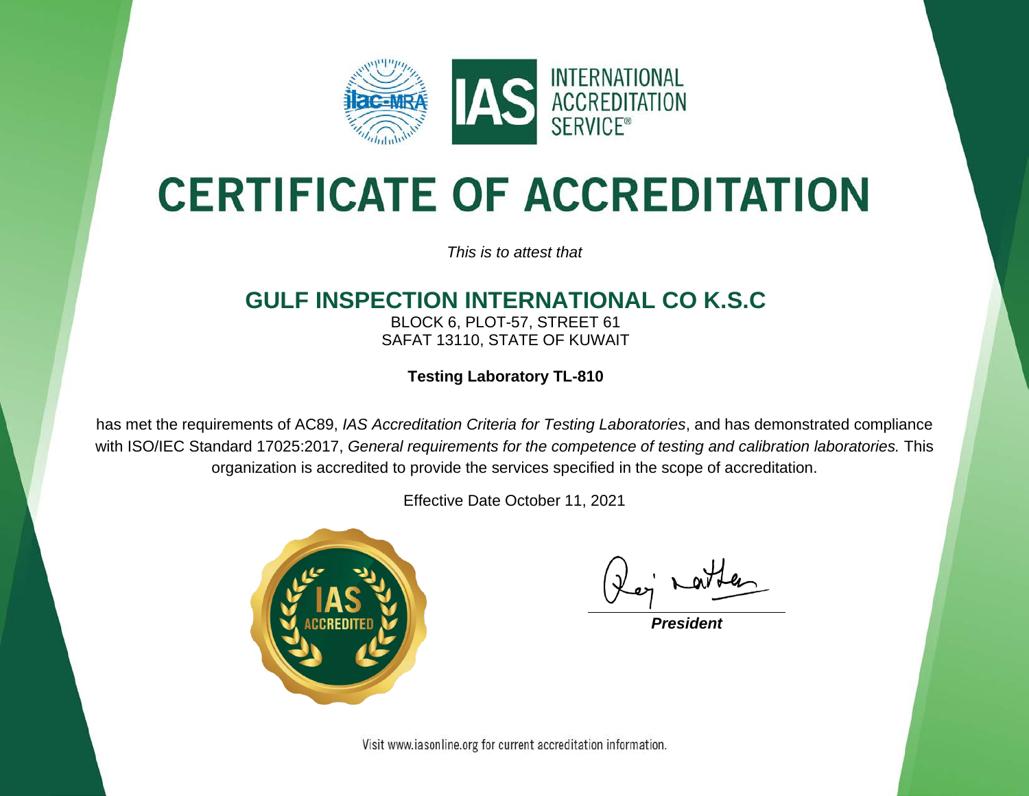INTERNATIONAL ACCREDITATION SERVICE®

# CERTIFICATE OF ACCREDITATION

*This is to attest that*

## GULF INSPECTION INTERNATIONAL CO K.S.C

BLOCK 6, PLOT-57, STREET 61
SAFAT 13110, STATE OF KUWAIT

**Testing Laboratory TL-810**

has met the requirements of AC89, *IAS Accreditation Criteria for Testing Laboratories*, and has demonstrated compliance with ISO/IEC Standard 17025:2017, *General requirements for the competence of testing and calibration laboratories.* This organization is accredited to provide the services specified in the scope of accreditation.

Effective Date October 11, 2021

IAS ACCREDITED

***President***

Visit www.iasonline.org for current accreditation information.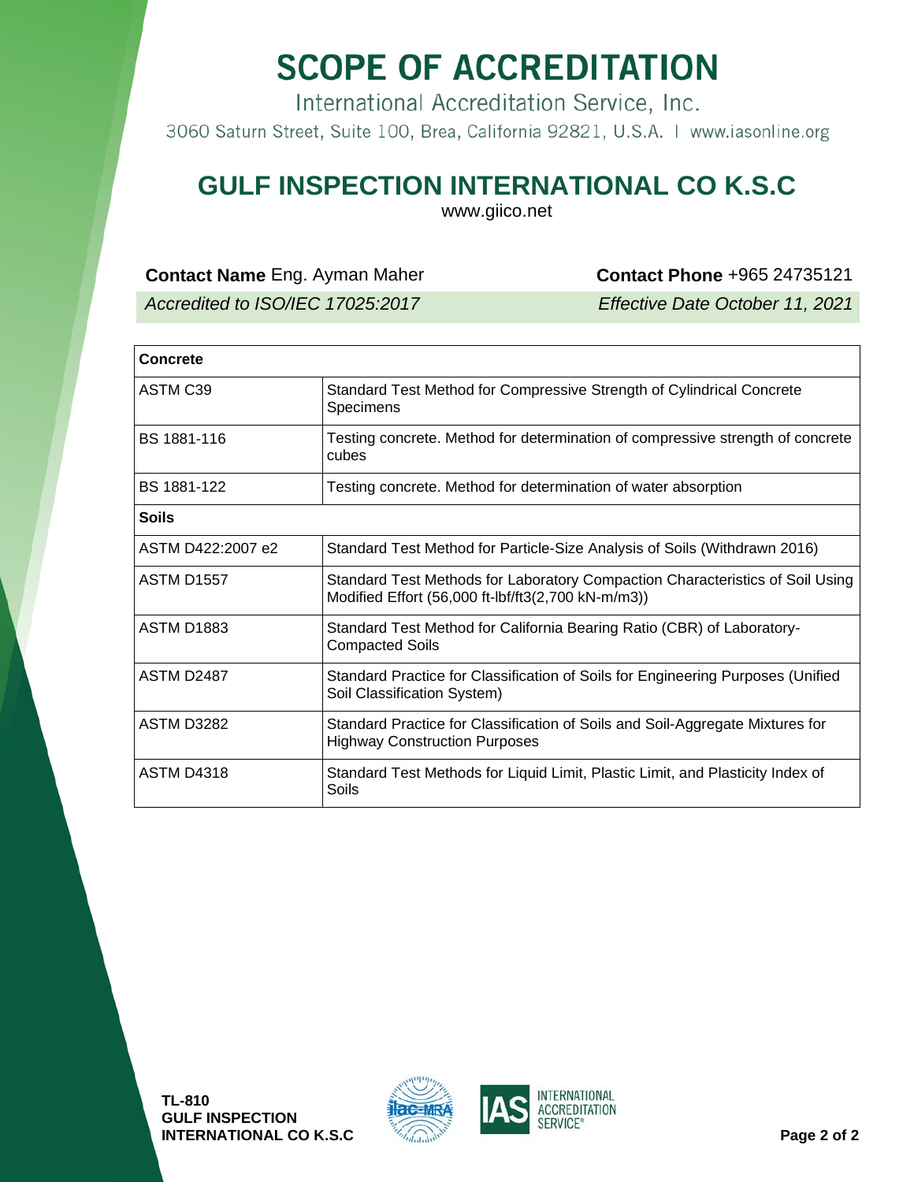# SCOPE OF ACCREDITATION

International Accreditation Service, Inc.

3060 Saturn Street, Suite 100, Brea, California 92821, U.S.A. | www.iasonline.org

## GULF INSPECTION INTERNATIONAL CO K.S.C

www.giico.net

**Contact Name** Eng. Ayman Maher | **Contact Phone** +965 24735121

*Accredited to ISO/IEC 17025:2017* | *Effective Date October 11, 2021*

| | |
|---|---|
| **Concrete** | |
| ASTM C39 | Standard Test Method for Compressive Strength of Cylindrical Concrete Specimens |
| BS 1881-116 | Testing concrete. Method for determination of compressive strength of concrete cubes |
| BS 1881-122 | Testing concrete. Method for determination of water absorption |
| **Soils** | |
| ASTM D422:2007 e2 | Standard Test Method for Particle-Size Analysis of Soils (Withdrawn 2016) |
| ASTM D1557 | Standard Test Methods for Laboratory Compaction Characteristics of Soil Using Modified Effort (56,000 ft-lbf/ft3(2,700 kN-m/m3)) |
| ASTM D1883 | Standard Test Method for California Bearing Ratio (CBR) of Laboratory-Compacted Soils |
| ASTM D2487 | Standard Practice for Classification of Soils for Engineering Purposes (Unified Soil Classification System) |
| ASTM D3282 | Standard Practice for Classification of Soils and Soil-Aggregate Mixtures for Highway Construction Purposes |
| ASTM D4318 | Standard Test Methods for Liquid Limit, Plastic Limit, and Plasticity Index of Soils |

**TL-810**
**GULF INSPECTION INTERNATIONAL CO K.S.C**